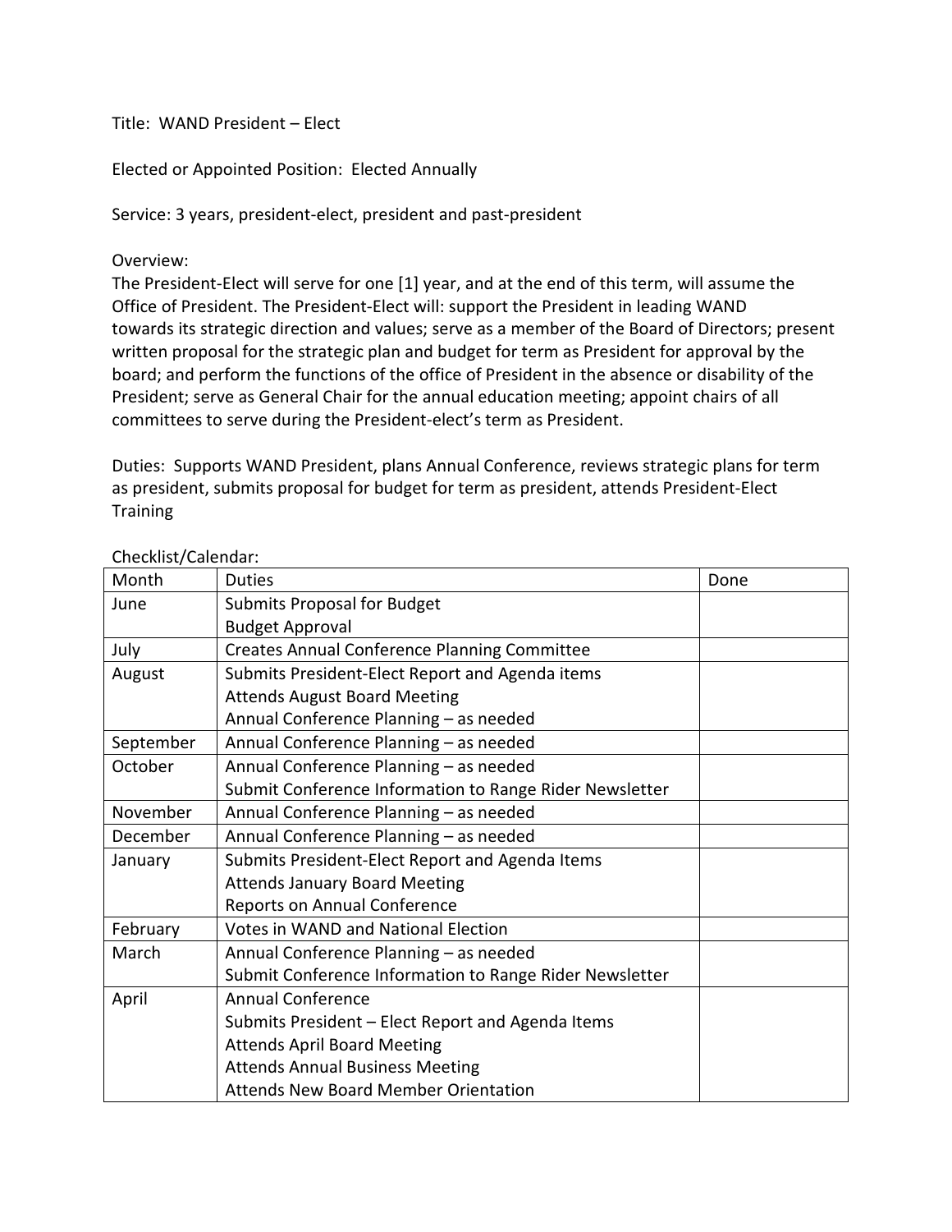Title: WAND President – Elect

Elected or Appointed Position: Elected Annually

Service: 3 years, president-elect, president and past-president

Overview:
The President-Elect will serve for one [1] year, and at the end of this term, will assume the Office of President. The President-Elect will: support the President in leading WAND towards its strategic direction and values; serve as a member of the Board of Directors; present written proposal for the strategic plan and budget for term as President for approval by the board; and perform the functions of the office of President in the absence or disability of the President; serve as General Chair for the annual education meeting; appoint chairs of all committees to serve during the President-elect's term as President.

Duties: Supports WAND President, plans Annual Conference, reviews strategic plans for term as president, submits proposal for budget for term as president, attends President-Elect Training

Checklist/Calendar:

| Month | Duties | Done |
|---|---|---|
| June | Submits Proposal for Budget<br>Budget Approval | |
| July | Creates Annual Conference Planning Committee | |
| August | Submits President-Elect Report and Agenda items<br>Attends August Board Meeting<br>Annual Conference Planning – as needed | |
| September | Annual Conference Planning – as needed | |
| October | Annual Conference Planning – as needed<br>Submit Conference Information to Range Rider Newsletter | |
| November | Annual Conference Planning – as needed | |
| December | Annual Conference Planning – as needed | |
| January | Submits President-Elect Report and Agenda Items<br>Attends January Board Meeting<br>Reports on Annual Conference | |
| February | Votes in WAND and National Election | |
| March | Annual Conference Planning – as needed<br>Submit Conference Information to Range Rider Newsletter | |
| April | Annual Conference<br>Submits President – Elect Report and Agenda Items<br>Attends April Board Meeting<br>Attends Annual Business Meeting<br>Attends New Board Member Orientation | |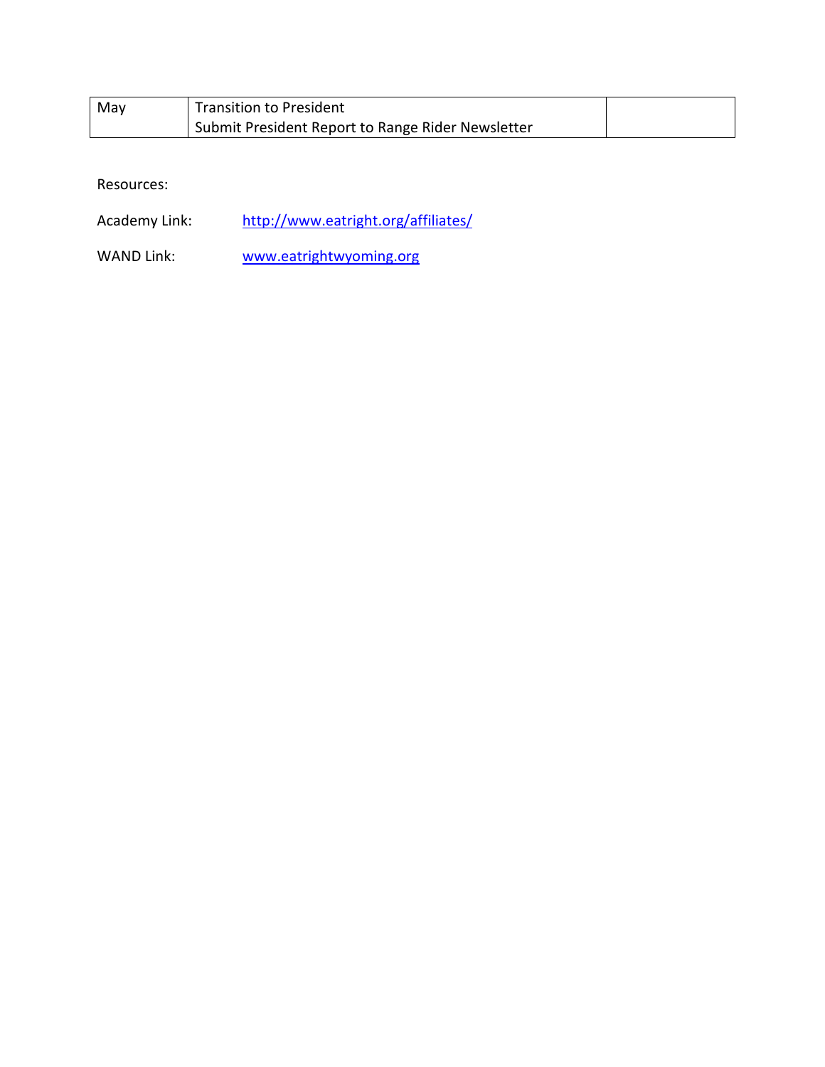| | | |
|---|---|---|
| May | Transition to President<br>Submit President Report to Range Rider Newsletter | |

Resources:

Academy Link: http://www.eatright.org/affiliates/

WAND Link: www.eatrightwyoming.org